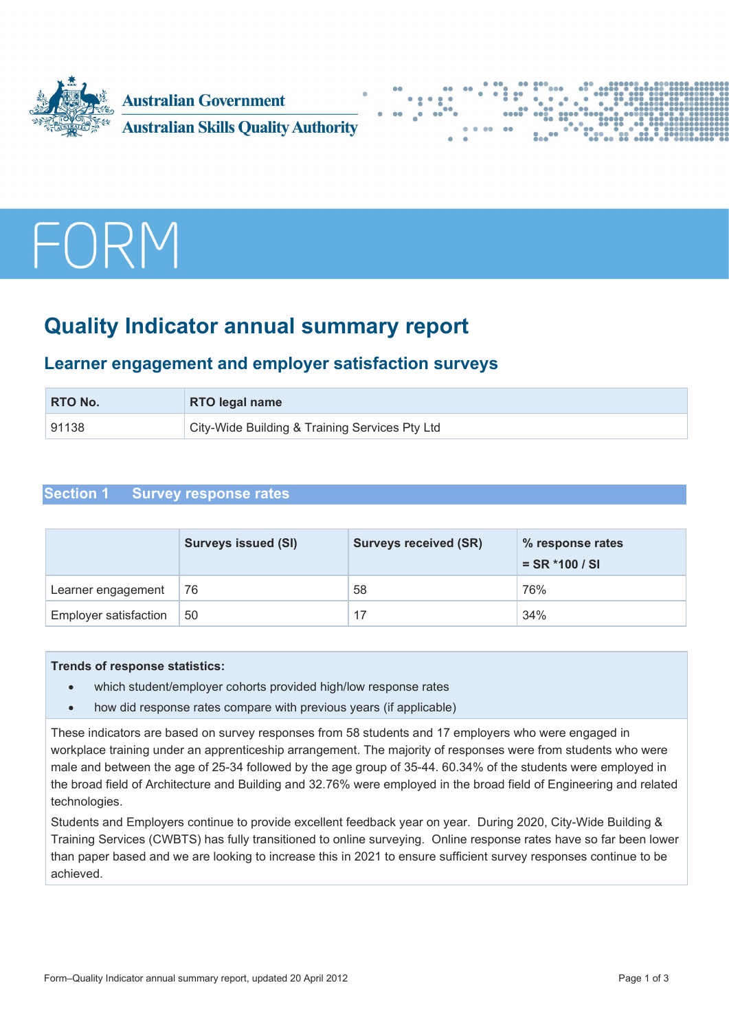Australian Government
Australian Skills Quality Authority

# FORM

# Quality Indicator annual summary report

## Learner engagement and employer satisfaction surveys

| RTO No. | RTO legal name |
|---|---|
| 91138 | City-Wide Building & Training Services Pty Ltd |

## Section 1 Survey response rates

| | Surveys issued (SI) | Surveys received (SR) | % response rates = SR *100 / SI |
|---|---|---|---|
| Learner engagement | 76 | 58 | 76% |
| Employer satisfaction | 50 | 17 | 34% |

**Trends of response statistics:**

- which student/employer cohorts provided high/low response rates
- how did response rates compare with previous years (if applicable)

These indicators are based on survey responses from 58 students and 17 employers who were engaged in workplace training under an apprenticeship arrangement. The majority of responses were from students who were male and between the age of 25-34 followed by the age group of 35-44. 60.34% of the students were employed in the broad field of Architecture and Building and 32.76% were employed in the broad field of Engineering and related technologies.

Students and Employers continue to provide excellent feedback year on year. During 2020, City-Wide Building & Training Services (CWBTS) has fully transitioned to online surveying. Online response rates have so far been lower than paper based and we are looking to increase this in 2021 to ensure sufficient survey responses continue to be achieved.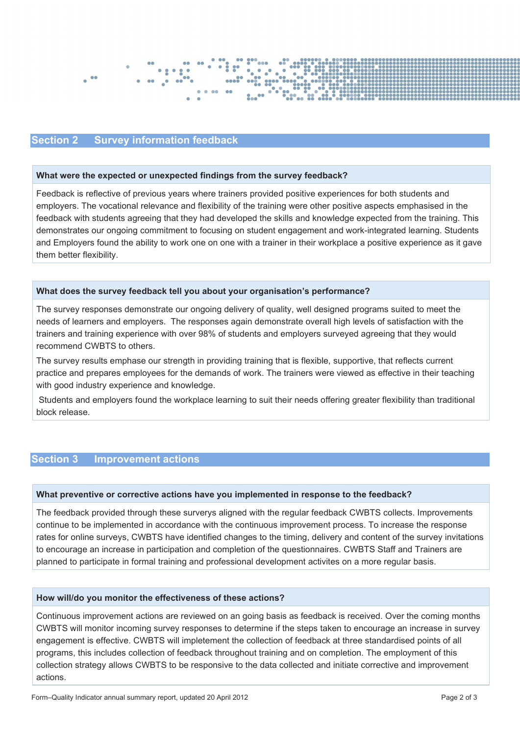## Section 2 Survey information feedback

### What were the expected or unexpected findings from the survey feedback?

Feedback is reflective of previous years where trainers provided positive experiences for both students and employers. The vocational relevance and flexibility of the training were other positive aspects emphasised in the feedback with students agreeing that they had developed the skills and knowledge expected from the training. This demonstrates our ongoing commitment to focusing on student engagement and work-integrated learning. Students and Employers found the ability to work one on one with a trainer in their workplace a positive experience as it gave them better flexibility.

### What does the survey feedback tell you about your organisation's performance?

The survey responses demonstrate our ongoing delivery of quality, well designed programs suited to meet the needs of learners and employers. The responses again demonstrate overall high levels of satisfaction with the trainers and training experience with over 98% of students and employers surveyed agreeing that they would recommend CWBTS to others.

The survey results emphase our strength in providing training that is flexible, supportive, that reflects current practice and prepares employees for the demands of work. The trainers were viewed as effective in their teaching with good industry experience and knowledge.

Students and employers found the workplace learning to suit their needs offering greater flexibility than traditional block release.

## Section 3 Improvement actions

### What preventive or corrective actions have you implemented in response to the feedback?

The feedback provided through these surverys aligned with the regular feedback CWBTS collects. Improvements continue to be implemented in accordance with the continuous improvement process. To increase the response rates for online surveys, CWBTS have identified changes to the timing, delivery and content of the survey invitations to encourage an increase in participation and completion of the questionnaires. CWBTS Staff and Trainers are planned to participate in formal training and professional development activites on a more regular basis.

### How will/do you monitor the effectiveness of these actions?

Continuous improvement actions are reviewed on an going basis as feedback is received. Over the coming months CWBTS will monitor incoming survey responses to determine if the steps taken to encourage an increase in survey engagement is effective. CWBTS will impletement the collection of feedback at three standardised points of all programs, this includes collection of feedback throughout training and on completion. The employment of this collection strategy allows CWBTS to be responsive to the data collected and initiate corrective and improvement actions.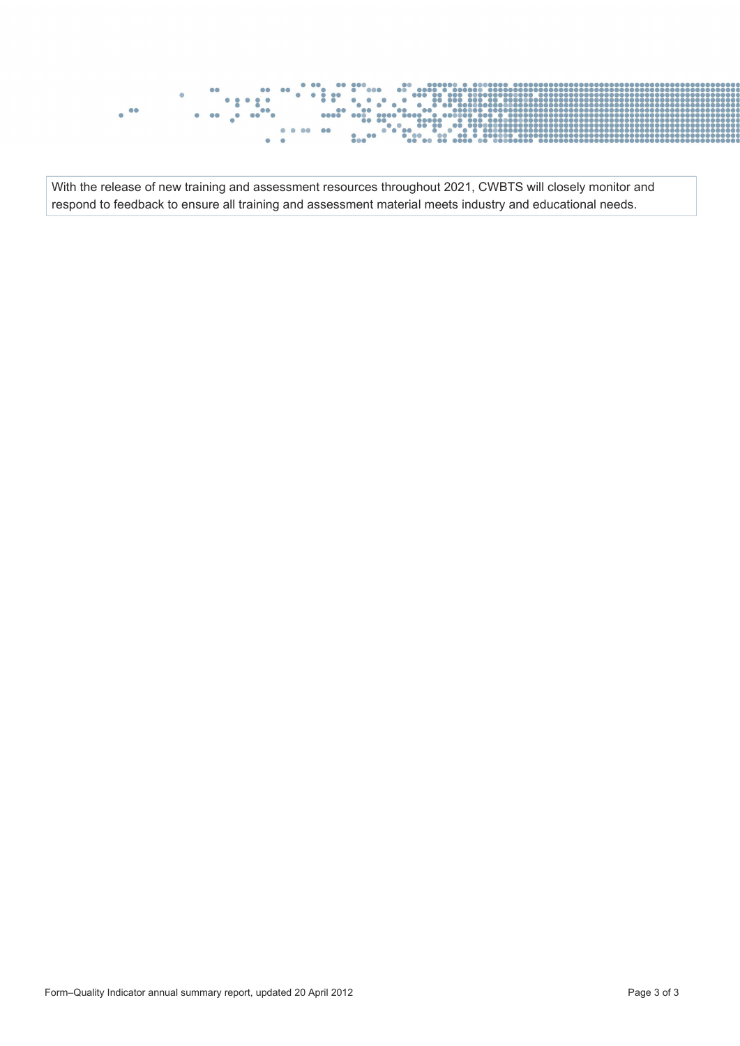With the release of new training and assessment resources throughout 2021, CWBTS will closely monitor and respond to feedback to ensure all training and assessment material meets industry and educational needs.